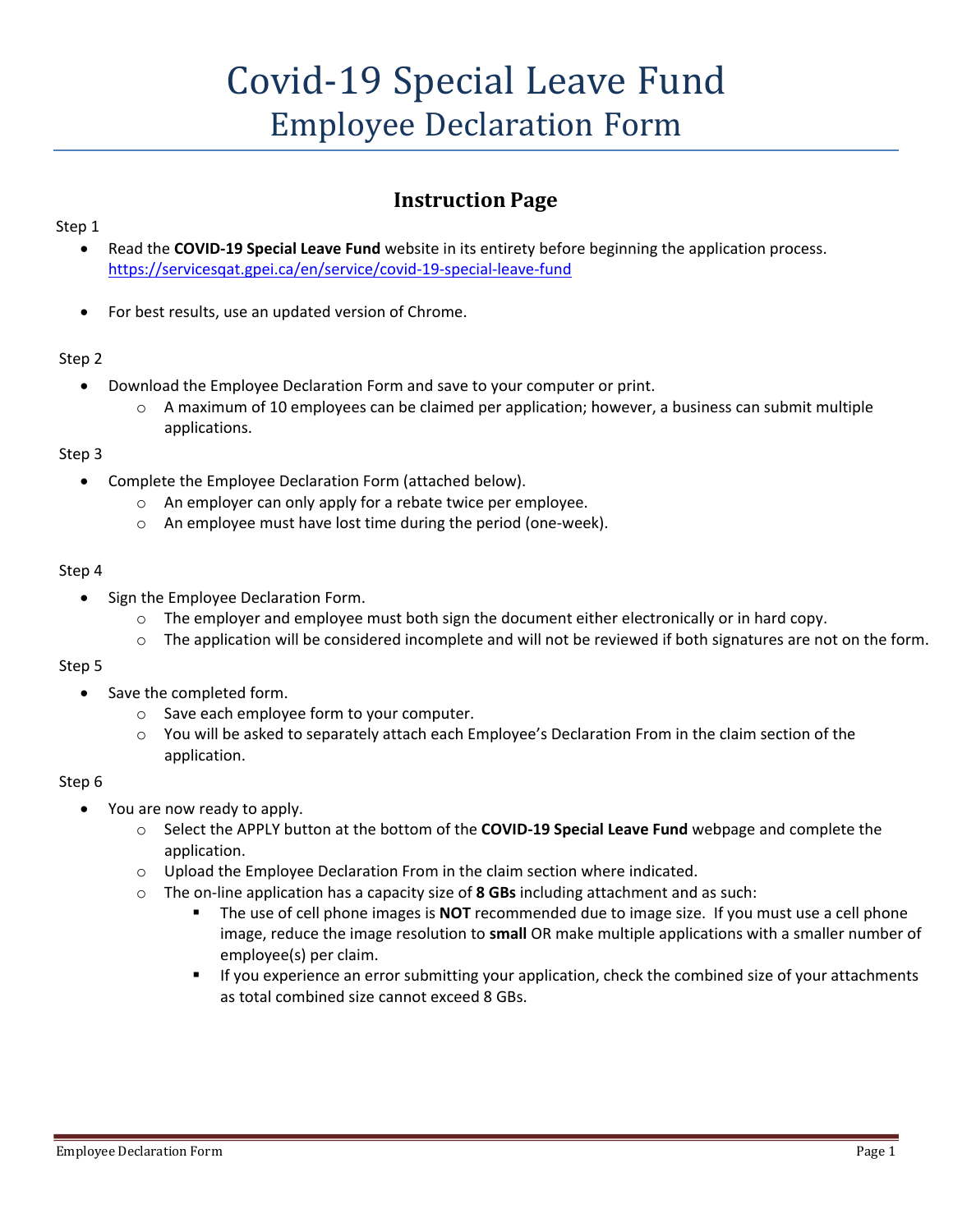# Covid-19 Special Leave Fund

# Employee Declaration Form

## Instruction Page

Step 1

- Read the **COVID-19 Special Leave Fund** website in its entirety before beginning the application process. https://servicesqat.gpei.ca/en/service/covid-19-special-leave-fund
- For best results, use an updated version of Chrome.

Step 2

- Download the Employee Declaration Form and save to your computer or print.
  - A maximum of 10 employees can be claimed per application; however, a business can submit multiple applications.

Step 3

- Complete the Employee Declaration Form (attached below).
  - An employer can only apply for a rebate twice per employee.
  - An employee must have lost time during the period (one-week).

Step 4

- Sign the Employee Declaration Form.
  - The employer and employee must both sign the document either electronically or in hard copy.
  - The application will be considered incomplete and will not be reviewed if both signatures are not on the form.

Step 5

- Save the completed form.
  - Save each employee form to your computer.
  - You will be asked to separately attach each Employee's Declaration From in the claim section of the application.

Step 6

- You are now ready to apply.
  - Select the APPLY button at the bottom of the **COVID-19 Special Leave Fund** webpage and complete the application.
  - Upload the Employee Declaration From in the claim section where indicated.
  - The on-line application has a capacity size of **8 GBs** including attachment and as such:
    - The use of cell phone images is **NOT** recommended due to image size. If you must use a cell phone image, reduce the image resolution to **small** OR make multiple applications with a smaller number of employee(s) per claim.
    - If you experience an error submitting your application, check the combined size of your attachments as total combined size cannot exceed 8 GBs.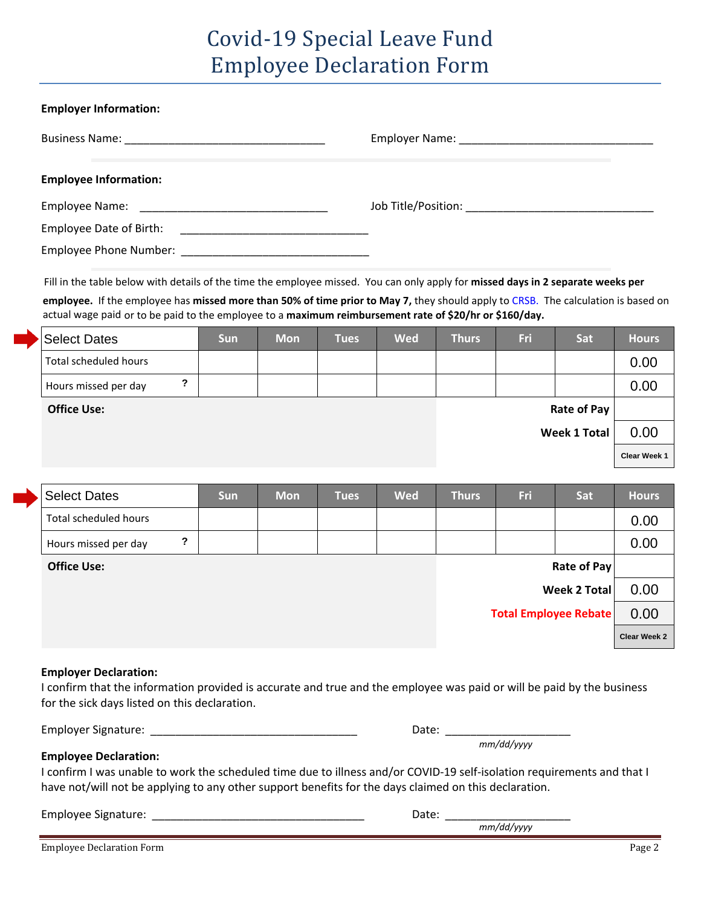# Covid-19 Special Leave Fund
# Employee Declaration Form

**Employer Information:**

Business Name: ________________________________ Employer Name: ________________________________

**Employee Information:**

Employee Name: ______________________________ Job Title/Position: ______________________________

Employee Date of Birth: ______________________________

Employee Phone Number: ______________________________

Fill in the table below with details of the time the employee missed. You can only apply for **missed days in 2 separate weeks per employee.** If the employee has **missed more than 50% of time prior to May 7,** they should apply to CRSB. The calculation is based on actual wage paid or to be paid to the employee to a **maximum reimbursement rate of $20/hr or $160/day.**

| Select Dates | Sun | Mon | Tues | Wed | Thurs | Fri | Sat | Hours |
|---|---|---|---|---|---|---|---|---|
| Total scheduled hours | | | | | | | | 0.00 |
| Hours missed per day ? | | | | | | | | 0.00 |
| **Office Use:** | | | | | | | **Rate of Pay** | |
| | | | | | | | **Week 1 Total** | 0.00 |
| | | | | | | | | Clear Week 1 |

| Select Dates | Sun | Mon | Tues | Wed | Thurs | Fri | Sat | Hours |
|---|---|---|---|---|---|---|---|---|
| Total scheduled hours | | | | | | | | 0.00 |
| Hours missed per day ? | | | | | | | | 0.00 |
| **Office Use:** | | | | | | | **Rate of Pay** | |
| | | | | | | | **Week 2 Total** | 0.00 |
| | | | | | | | **Total Employee Rebate** | 0.00 |
| | | | | | | | | Clear Week 2 |

**Employer Declaration:**
I confirm that the information provided is accurate and true and the employee was paid or will be paid by the business for the sick days listed on this declaration.

Employer Signature: ________________________________ Date: ____________________
*mm/dd/yyyy*

**Employee Declaration:**
I confirm I was unable to work the scheduled time due to illness and/or COVID-19 self-isolation requirements and that I have not/will not be applying to any other support benefits for the days claimed on this declaration.

Employee Signature: ________________________________ Date: ____________________
*mm/dd/yyyy*